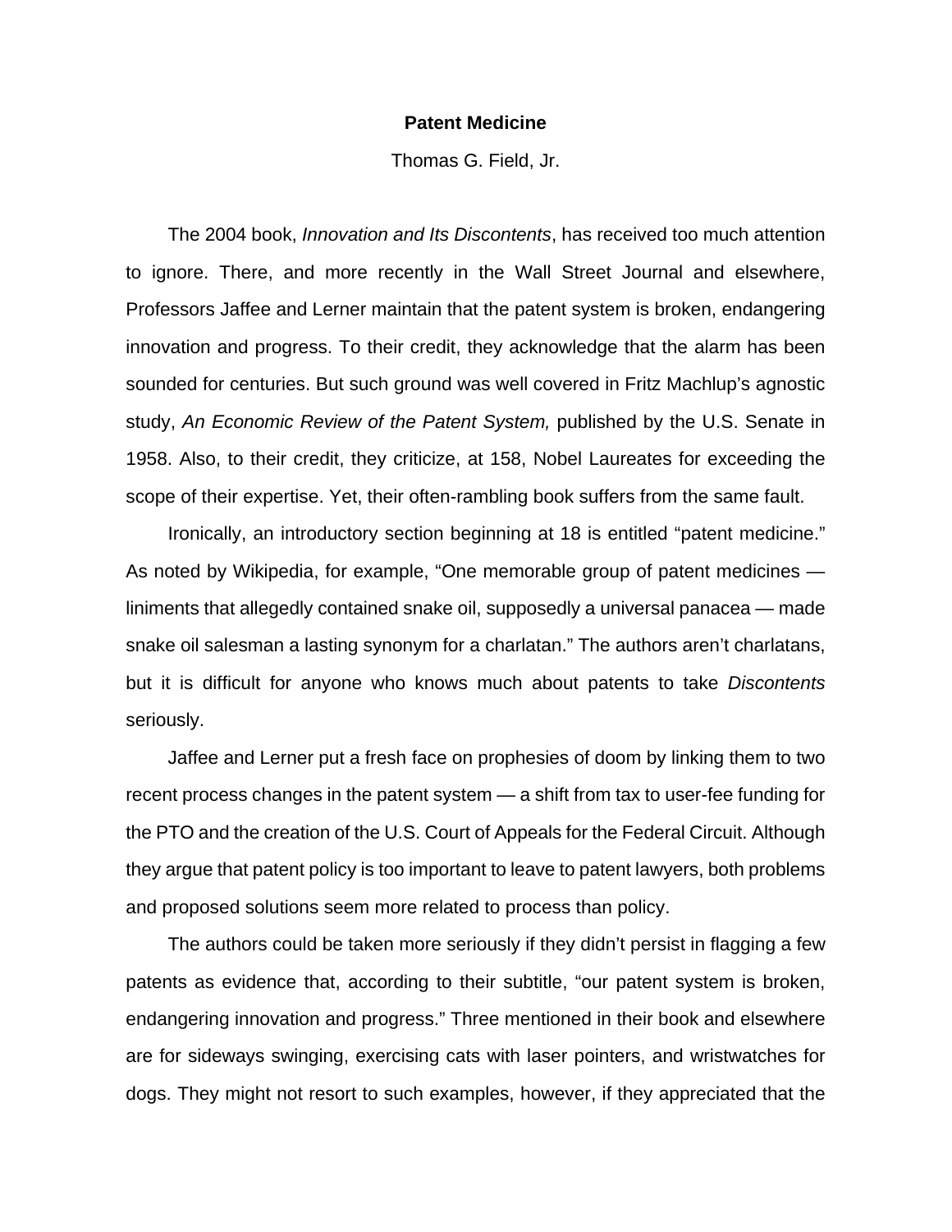# Patent Medicine

Thomas G. Field, Jr.

The 2004 book, *Innovation and Its Discontents*, has received too much attention to ignore. There, and more recently in the Wall Street Journal and elsewhere, Professors Jaffee and Lerner maintain that the patent system is broken, endangering innovation and progress. To their credit, they acknowledge that the alarm has been sounded for centuries. But such ground was well covered in Fritz Machlup's agnostic study, *An Economic Review of the Patent System,* published by the U.S. Senate in 1958. Also, to their credit, they criticize, at 158, Nobel Laureates for exceeding the scope of their expertise. Yet, their often-rambling book suffers from the same fault.

Ironically, an introductory section beginning at 18 is entitled "patent medicine." As noted by Wikipedia, for example, "One memorable group of patent medicines — liniments that allegedly contained snake oil, supposedly a universal panacea — made snake oil salesman a lasting synonym for a charlatan." The authors aren't charlatans, but it is difficult for anyone who knows much about patents to take *Discontents* seriously.

Jaffee and Lerner put a fresh face on prophesies of doom by linking them to two recent process changes in the patent system — a shift from tax to user-fee funding for the PTO and the creation of the U.S. Court of Appeals for the Federal Circuit. Although they argue that patent policy is too important to leave to patent lawyers, both problems and proposed solutions seem more related to process than policy.

The authors could be taken more seriously if they didn't persist in flagging a few patents as evidence that, according to their subtitle, "our patent system is broken, endangering innovation and progress." Three mentioned in their book and elsewhere are for sideways swinging, exercising cats with laser pointers, and wristwatches for dogs. They might not resort to such examples, however, if they appreciated that the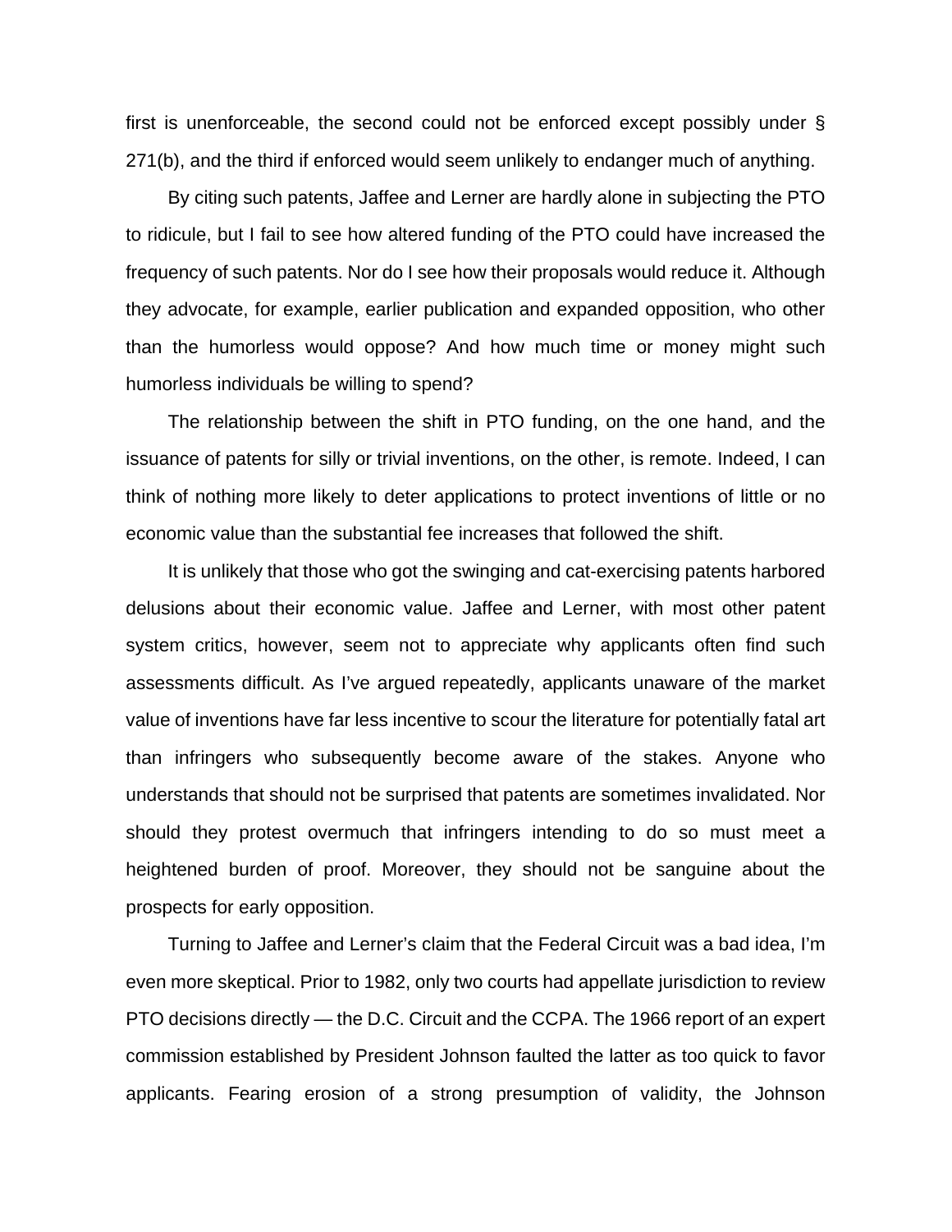first is unenforceable, the second could not be enforced except possibly under § 271(b), and the third if enforced would seem unlikely to endanger much of anything.

By citing such patents, Jaffee and Lerner are hardly alone in subjecting the PTO to ridicule, but I fail to see how altered funding of the PTO could have increased the frequency of such patents. Nor do I see how their proposals would reduce it. Although they advocate, for example, earlier publication and expanded opposition, who other than the humorless would oppose? And how much time or money might such humorless individuals be willing to spend?

The relationship between the shift in PTO funding, on the one hand, and the issuance of patents for silly or trivial inventions, on the other, is remote. Indeed, I can think of nothing more likely to deter applications to protect inventions of little or no economic value than the substantial fee increases that followed the shift.

It is unlikely that those who got the swinging and cat-exercising patents harbored delusions about their economic value. Jaffee and Lerner, with most other patent system critics, however, seem not to appreciate why applicants often find such assessments difficult. As I've argued repeatedly, applicants unaware of the market value of inventions have far less incentive to scour the literature for potentially fatal art than infringers who subsequently become aware of the stakes. Anyone who understands that should not be surprised that patents are sometimes invalidated. Nor should they protest overmuch that infringers intending to do so must meet a heightened burden of proof. Moreover, they should not be sanguine about the prospects for early opposition.

Turning to Jaffee and Lerner's claim that the Federal Circuit was a bad idea, I'm even more skeptical. Prior to 1982, only two courts had appellate jurisdiction to review PTO decisions directly — the D.C. Circuit and the CCPA. The 1966 report of an expert commission established by President Johnson faulted the latter as too quick to favor applicants. Fearing erosion of a strong presumption of validity, the Johnson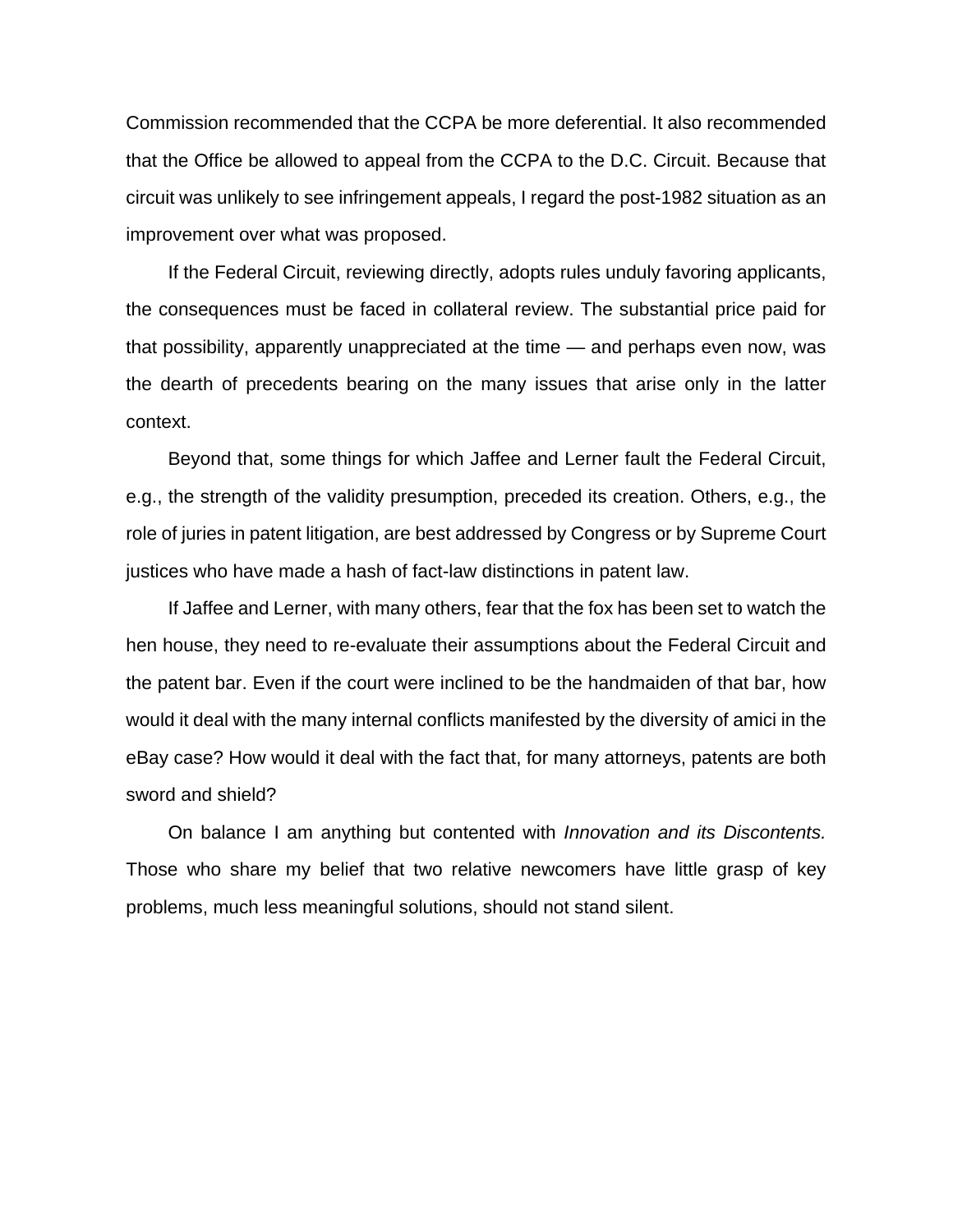Commission recommended that the CCPA be more deferential. It also recommended that the Office be allowed to appeal from the CCPA to the D.C. Circuit. Because that circuit was unlikely to see infringement appeals, I regard the post-1982 situation as an improvement over what was proposed.

If the Federal Circuit, reviewing directly, adopts rules unduly favoring applicants, the consequences must be faced in collateral review. The substantial price paid for that possibility, apparently unappreciated at the time — and perhaps even now, was the dearth of precedents bearing on the many issues that arise only in the latter context.

Beyond that, some things for which Jaffee and Lerner fault the Federal Circuit, e.g., the strength of the validity presumption, preceded its creation. Others, e.g., the role of juries in patent litigation, are best addressed by Congress or by Supreme Court justices who have made a hash of fact-law distinctions in patent law.

If Jaffee and Lerner, with many others, fear that the fox has been set to watch the hen house, they need to re-evaluate their assumptions about the Federal Circuit and the patent bar. Even if the court were inclined to be the handmaiden of that bar, how would it deal with the many internal conflicts manifested by the diversity of amici in the eBay case? How would it deal with the fact that, for many attorneys, patents are both sword and shield?

On balance I am anything but contented with *Innovation and its Discontents.* Those who share my belief that two relative newcomers have little grasp of key problems, much less meaningful solutions, should not stand silent.